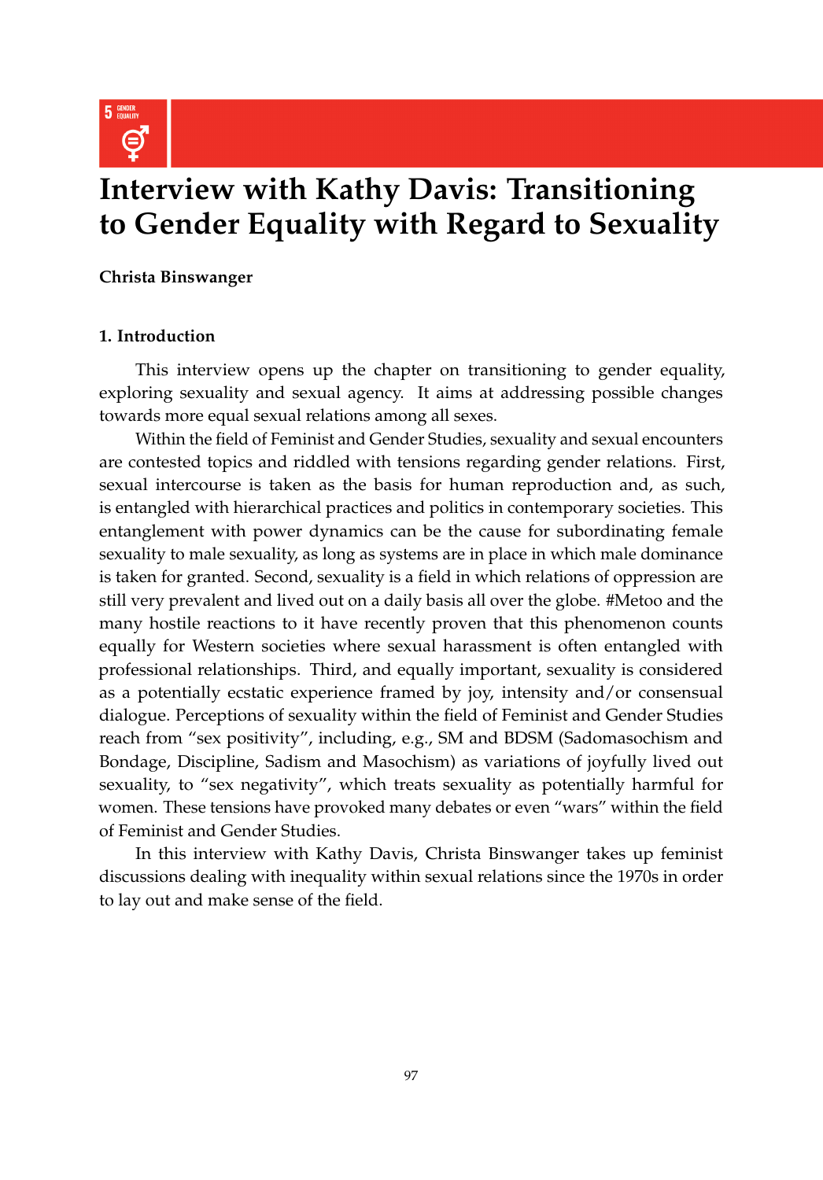# Interview with Kathy Davis: Transitioning to Gender Equality with Regard to Sexuality

**Christa Binswanger**

## 1. Introduction

This interview opens up the chapter on transitioning to gender equality, exploring sexuality and sexual agency. It aims at addressing possible changes towards more equal sexual relations among all sexes.

Within the field of Feminist and Gender Studies, sexuality and sexual encounters are contested topics and riddled with tensions regarding gender relations. First, sexual intercourse is taken as the basis for human reproduction and, as such, is entangled with hierarchical practices and politics in contemporary societies. This entanglement with power dynamics can be the cause for subordinating female sexuality to male sexuality, as long as systems are in place in which male dominance is taken for granted. Second, sexuality is a field in which relations of oppression are still very prevalent and lived out on a daily basis all over the globe. #Metoo and the many hostile reactions to it have recently proven that this phenomenon counts equally for Western societies where sexual harassment is often entangled with professional relationships. Third, and equally important, sexuality is considered as a potentially ecstatic experience framed by joy, intensity and/or consensual dialogue. Perceptions of sexuality within the field of Feminist and Gender Studies reach from "sex positivity", including, e.g., SM and BDSM (Sadomasochism and Bondage, Discipline, Sadism and Masochism) as variations of joyfully lived out sexuality, to "sex negativity", which treats sexuality as potentially harmful for women. These tensions have provoked many debates or even "wars" within the field of Feminist and Gender Studies.

In this interview with Kathy Davis, Christa Binswanger takes up feminist discussions dealing with inequality within sexual relations since the 1970s in order to lay out and make sense of the field.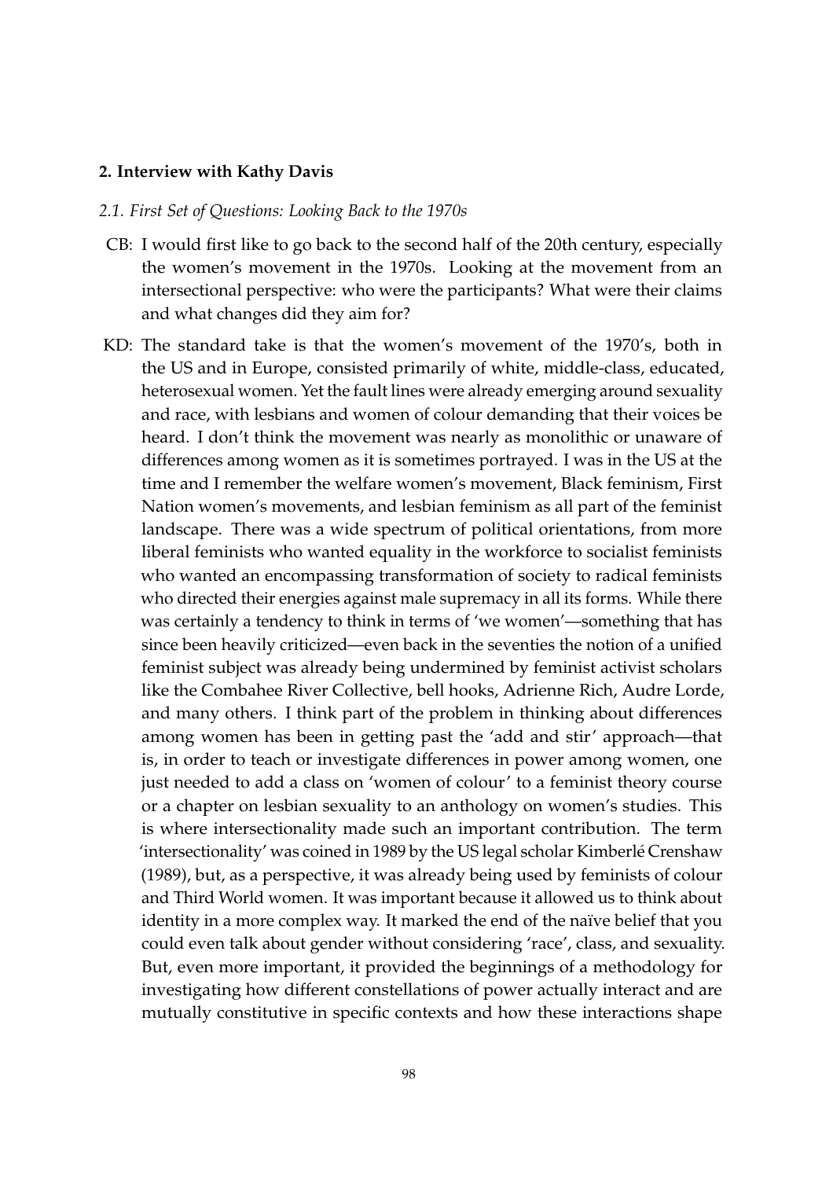## 2. Interview with Kathy Davis

### *2.1. First Set of Questions: Looking Back to the 1970s*

CB: I would first like to go back to the second half of the 20th century, especially the women's movement in the 1970s. Looking at the movement from an intersectional perspective: who were the participants? What were their claims and what changes did they aim for?

KD: The standard take is that the women's movement of the 1970's, both in the US and in Europe, consisted primarily of white, middle-class, educated, heterosexual women. Yet the fault lines were already emerging around sexuality and race, with lesbians and women of colour demanding that their voices be heard. I don't think the movement was nearly as monolithic or unaware of differences among women as it is sometimes portrayed. I was in the US at the time and I remember the welfare women's movement, Black feminism, First Nation women's movements, and lesbian feminism as all part of the feminist landscape. There was a wide spectrum of political orientations, from more liberal feminists who wanted equality in the workforce to socialist feminists who wanted an encompassing transformation of society to radical feminists who directed their energies against male supremacy in all its forms. While there was certainly a tendency to think in terms of 'we women'—something that has since been heavily criticized—even back in the seventies the notion of a unified feminist subject was already being undermined by feminist activist scholars like the Combahee River Collective, bell hooks, Adrienne Rich, Audre Lorde, and many others. I think part of the problem in thinking about differences among women has been in getting past the 'add and stir' approach—that is, in order to teach or investigate differences in power among women, one just needed to add a class on 'women of colour' to a feminist theory course or a chapter on lesbian sexuality to an anthology on women's studies. This is where intersectionality made such an important contribution. The term 'intersectionality' was coined in 1989 by the US legal scholar Kimberlé Crenshaw (1989), but, as a perspective, it was already being used by feminists of colour and Third World women. It was important because it allowed us to think about identity in a more complex way. It marked the end of the naïve belief that you could even talk about gender without considering 'race', class, and sexuality. But, even more important, it provided the beginnings of a methodology for investigating how different constellations of power actually interact and are mutually constitutive in specific contexts and how these interactions shape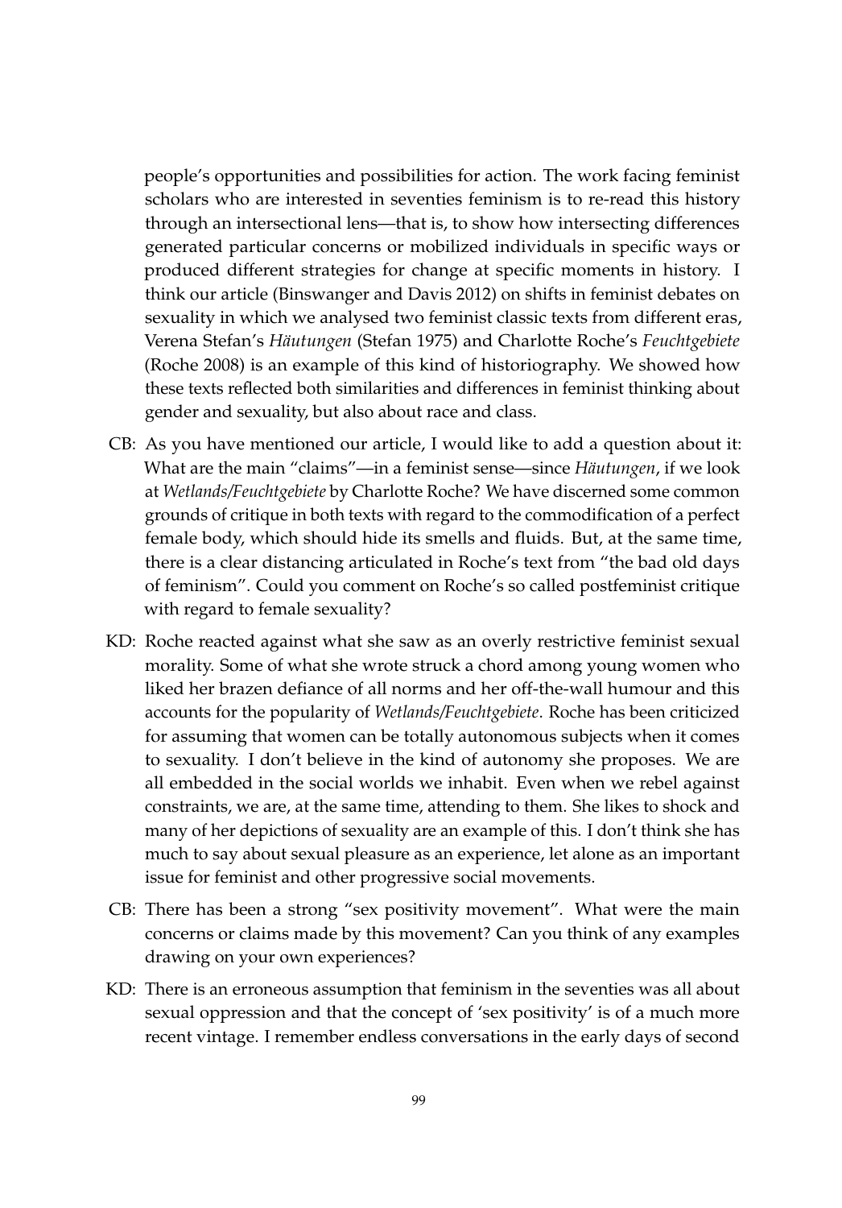people's opportunities and possibilities for action. The work facing feminist scholars who are interested in seventies feminism is to re-read this history through an intersectional lens—that is, to show how intersecting differences generated particular concerns or mobilized individuals in specific ways or produced different strategies for change at specific moments in history. I think our article (Binswanger and Davis 2012) on shifts in feminist debates on sexuality in which we analysed two feminist classic texts from different eras, Verena Stefan's *Häutungen* (Stefan 1975) and Charlotte Roche's *Feuchtgebiete* (Roche 2008) is an example of this kind of historiography. We showed how these texts reflected both similarities and differences in feminist thinking about gender and sexuality, but also about race and class.

CB: As you have mentioned our article, I would like to add a question about it: What are the main "claims"—in a feminist sense—since *Häutungen*, if we look at *Wetlands/Feuchtgebiete* by Charlotte Roche? We have discerned some common grounds of critique in both texts with regard to the commodification of a perfect female body, which should hide its smells and fluids. But, at the same time, there is a clear distancing articulated in Roche's text from "the bad old days of feminism". Could you comment on Roche's so called postfeminist critique with regard to female sexuality?

KD: Roche reacted against what she saw as an overly restrictive feminist sexual morality. Some of what she wrote struck a chord among young women who liked her brazen defiance of all norms and her off-the-wall humour and this accounts for the popularity of *Wetlands/Feuchtgebiete*. Roche has been criticized for assuming that women can be totally autonomous subjects when it comes to sexuality. I don't believe in the kind of autonomy she proposes. We are all embedded in the social worlds we inhabit. Even when we rebel against constraints, we are, at the same time, attending to them. She likes to shock and many of her depictions of sexuality are an example of this. I don't think she has much to say about sexual pleasure as an experience, let alone as an important issue for feminist and other progressive social movements.

CB: There has been a strong "sex positivity movement". What were the main concerns or claims made by this movement? Can you think of any examples drawing on your own experiences?

KD: There is an erroneous assumption that feminism in the seventies was all about sexual oppression and that the concept of 'sex positivity' is of a much more recent vintage. I remember endless conversations in the early days of second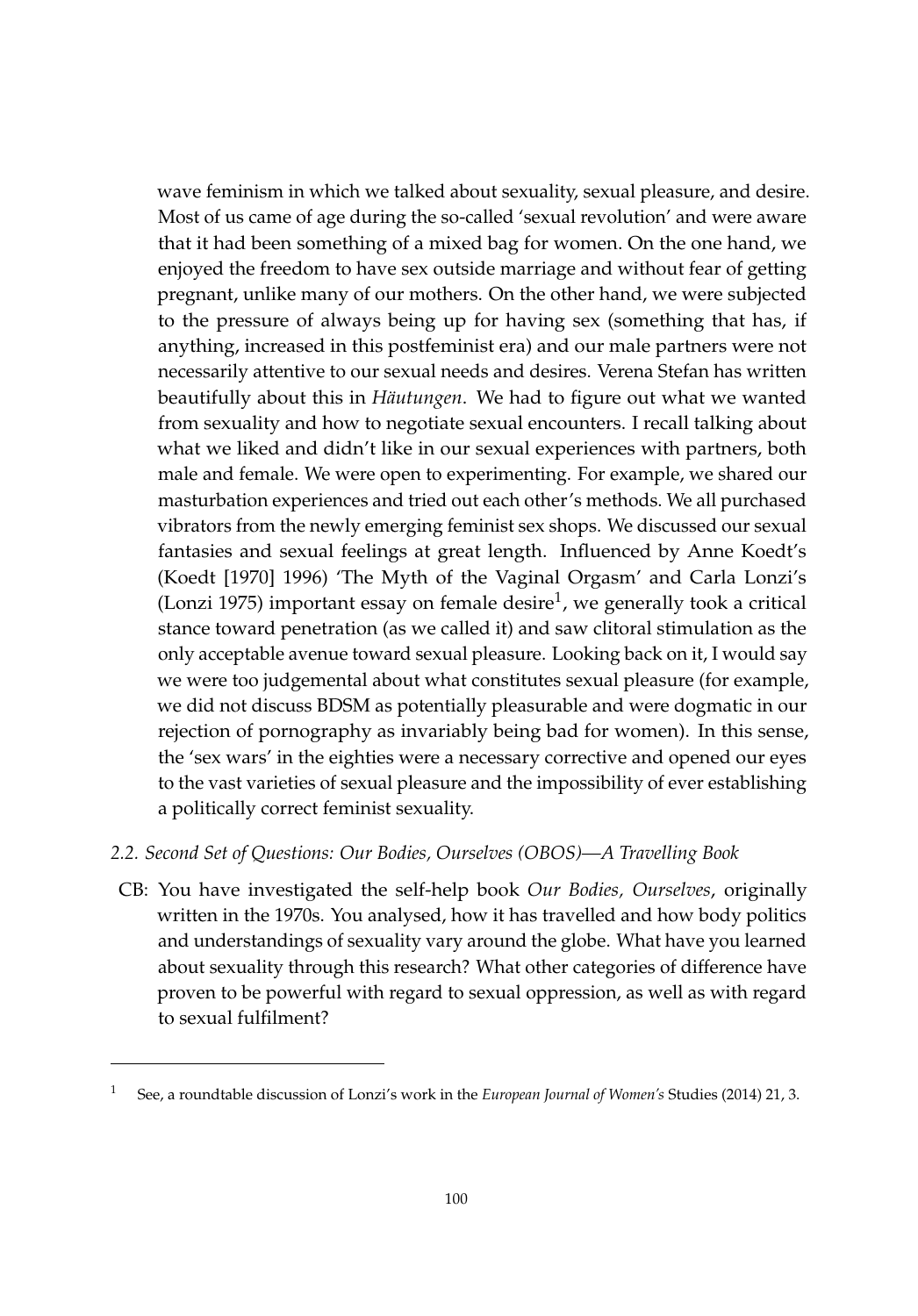wave feminism in which we talked about sexuality, sexual pleasure, and desire. Most of us came of age during the so-called 'sexual revolution' and were aware that it had been something of a mixed bag for women. On the one hand, we enjoyed the freedom to have sex outside marriage and without fear of getting pregnant, unlike many of our mothers. On the other hand, we were subjected to the pressure of always being up for having sex (something that has, if anything, increased in this postfeminist era) and our male partners were not necessarily attentive to our sexual needs and desires. Verena Stefan has written beautifully about this in *Häutungen*. We had to figure out what we wanted from sexuality and how to negotiate sexual encounters. I recall talking about what we liked and didn't like in our sexual experiences with partners, both male and female. We were open to experimenting. For example, we shared our masturbation experiences and tried out each other's methods. We all purchased vibrators from the newly emerging feminist sex shops. We discussed our sexual fantasies and sexual feelings at great length. Influenced by Anne Koedt's (Koedt [1970] 1996) 'The Myth of the Vaginal Orgasm' and Carla Lonzi's (Lonzi 1975) important essay on female desire[1], we generally took a critical stance toward penetration (as we called it) and saw clitoral stimulation as the only acceptable avenue toward sexual pleasure. Looking back on it, I would say we were too judgemental about what constitutes sexual pleasure (for example, we did not discuss BDSM as potentially pleasurable and were dogmatic in our rejection of pornography as invariably being bad for women). In this sense, the 'sex wars' in the eighties were a necessary corrective and opened our eyes to the vast varieties of sexual pleasure and the impossibility of ever establishing a politically correct feminist sexuality.

### *2.2. Second Set of Questions: Our Bodies, Ourselves (OBOS)—A Travelling Book*

CB: You have investigated the self-help book *Our Bodies, Ourselves*, originally written in the 1970s. You analysed, how it has travelled and how body politics and understandings of sexuality vary around the globe. What have you learned about sexuality through this research? What other categories of difference have proven to be powerful with regard to sexual oppression, as well as with regard to sexual fulfilment?

---

[1] See, a roundtable discussion of Lonzi's work in the *European Journal of Women's* Studies (2014) 21, 3.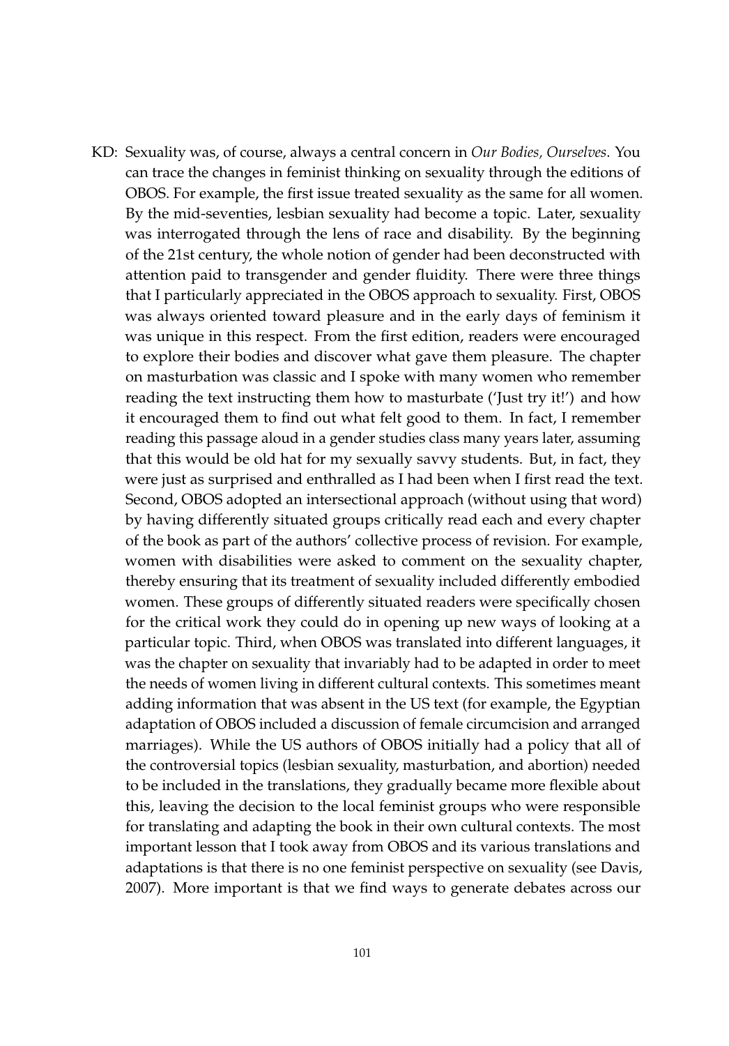KD: Sexuality was, of course, always a central concern in *Our Bodies, Ourselves*. You can trace the changes in feminist thinking on sexuality through the editions of OBOS. For example, the first issue treated sexuality as the same for all women. By the mid-seventies, lesbian sexuality had become a topic. Later, sexuality was interrogated through the lens of race and disability. By the beginning of the 21st century, the whole notion of gender had been deconstructed with attention paid to transgender and gender fluidity. There were three things that I particularly appreciated in the OBOS approach to sexuality. First, OBOS was always oriented toward pleasure and in the early days of feminism it was unique in this respect. From the first edition, readers were encouraged to explore their bodies and discover what gave them pleasure. The chapter on masturbation was classic and I spoke with many women who remember reading the text instructing them how to masturbate ('Just try it!') and how it encouraged them to find out what felt good to them. In fact, I remember reading this passage aloud in a gender studies class many years later, assuming that this would be old hat for my sexually savvy students. But, in fact, they were just as surprised and enthralled as I had been when I first read the text. Second, OBOS adopted an intersectional approach (without using that word) by having differently situated groups critically read each and every chapter of the book as part of the authors' collective process of revision. For example, women with disabilities were asked to comment on the sexuality chapter, thereby ensuring that its treatment of sexuality included differently embodied women. These groups of differently situated readers were specifically chosen for the critical work they could do in opening up new ways of looking at a particular topic. Third, when OBOS was translated into different languages, it was the chapter on sexuality that invariably had to be adapted in order to meet the needs of women living in different cultural contexts. This sometimes meant adding information that was absent in the US text (for example, the Egyptian adaptation of OBOS included a discussion of female circumcision and arranged marriages). While the US authors of OBOS initially had a policy that all of the controversial topics (lesbian sexuality, masturbation, and abortion) needed to be included in the translations, they gradually became more flexible about this, leaving the decision to the local feminist groups who were responsible for translating and adapting the book in their own cultural contexts. The most important lesson that I took away from OBOS and its various translations and adaptations is that there is no one feminist perspective on sexuality (see Davis, 2007). More important is that we find ways to generate debates across our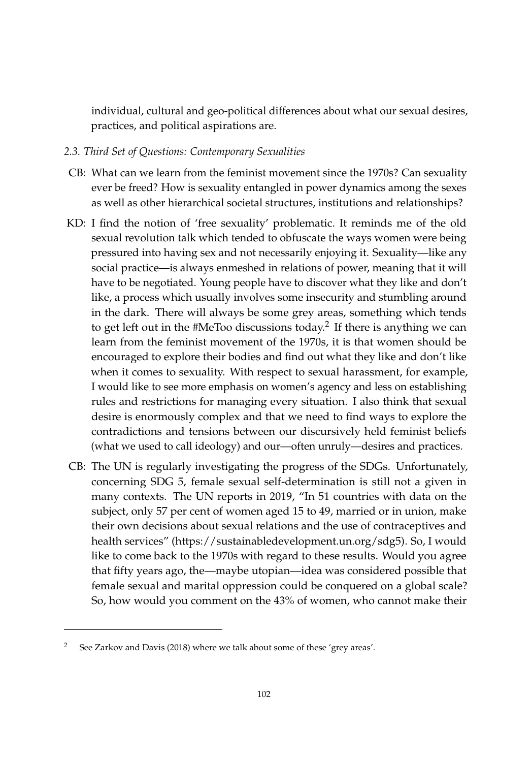individual, cultural and geo-political differences about what our sexual desires, practices, and political aspirations are.

*2.3. Third Set of Questions: Contemporary Sexualities*

CB: What can we learn from the feminist movement since the 1970s? Can sexuality ever be freed? How is sexuality entangled in power dynamics among the sexes as well as other hierarchical societal structures, institutions and relationships?

KD: I find the notion of 'free sexuality' problematic. It reminds me of the old sexual revolution talk which tended to obfuscate the ways women were being pressured into having sex and not necessarily enjoying it. Sexuality—like any social practice—is always enmeshed in relations of power, meaning that it will have to be negotiated. Young people have to discover what they like and don't like, a process which usually involves some insecurity and stumbling around in the dark. There will always be some grey areas, something which tends to get left out in the #MeToo discussions today.[2] If there is anything we can learn from the feminist movement of the 1970s, it is that women should be encouraged to explore their bodies and find out what they like and don't like when it comes to sexuality. With respect to sexual harassment, for example, I would like to see more emphasis on women's agency and less on establishing rules and restrictions for managing every situation. I also think that sexual desire is enormously complex and that we need to find ways to explore the contradictions and tensions between our discursively held feminist beliefs (what we used to call ideology) and our—often unruly—desires and practices.

CB: The UN is regularly investigating the progress of the SDGs. Unfortunately, concerning SDG 5, female sexual self-determination is still not a given in many contexts. The UN reports in 2019, "In 51 countries with data on the subject, only 57 per cent of women aged 15 to 49, married or in union, make their own decisions about sexual relations and the use of contraceptives and health services" (https://sustainabledevelopment.un.org/sdg5). So, I would like to come back to the 1970s with regard to these results. Would you agree that fifty years ago, the—maybe utopian—idea was considered possible that female sexual and marital oppression could be conquered on a global scale? So, how would you comment on the 43% of women, who cannot make their

---

[2] See Zarkov and Davis (2018) where we talk about some of these 'grey areas'.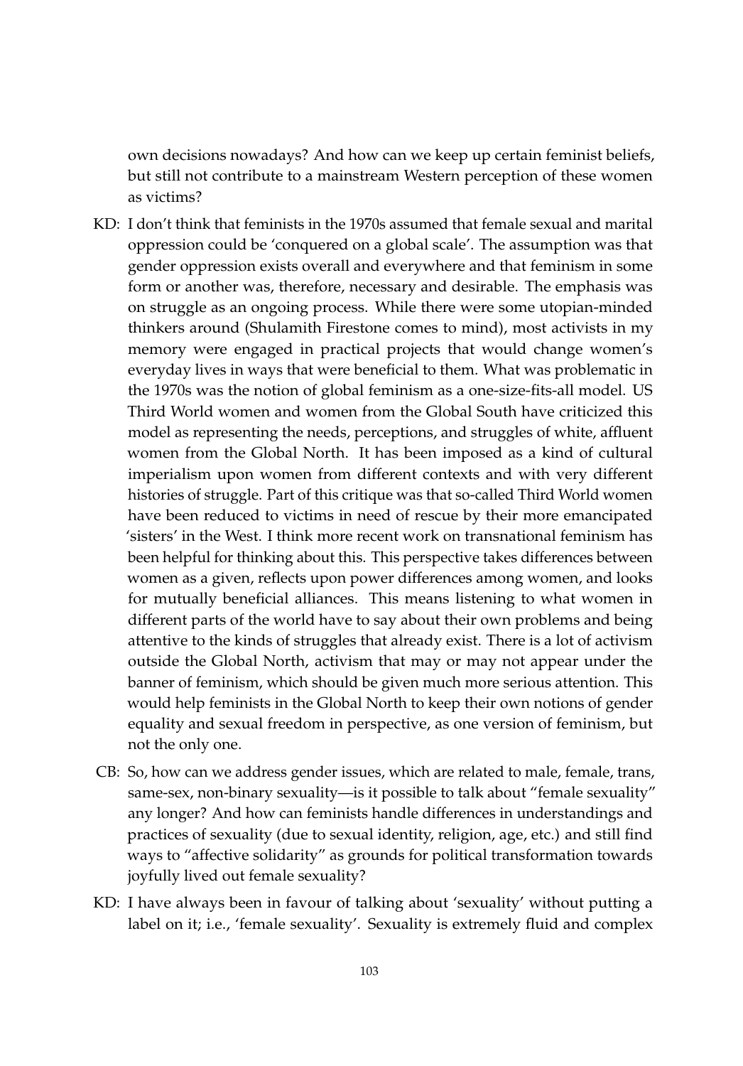own decisions nowadays? And how can we keep up certain feminist beliefs, but still not contribute to a mainstream Western perception of these women as victims?

KD: I don't think that feminists in the 1970s assumed that female sexual and marital oppression could be 'conquered on a global scale'. The assumption was that gender oppression exists overall and everywhere and that feminism in some form or another was, therefore, necessary and desirable. The emphasis was on struggle as an ongoing process. While there were some utopian-minded thinkers around (Shulamith Firestone comes to mind), most activists in my memory were engaged in practical projects that would change women's everyday lives in ways that were beneficial to them. What was problematic in the 1970s was the notion of global feminism as a one-size-fits-all model. US Third World women and women from the Global South have criticized this model as representing the needs, perceptions, and struggles of white, affluent women from the Global North. It has been imposed as a kind of cultural imperialism upon women from different contexts and with very different histories of struggle. Part of this critique was that so-called Third World women have been reduced to victims in need of rescue by their more emancipated 'sisters' in the West. I think more recent work on transnational feminism has been helpful for thinking about this. This perspective takes differences between women as a given, reflects upon power differences among women, and looks for mutually beneficial alliances. This means listening to what women in different parts of the world have to say about their own problems and being attentive to the kinds of struggles that already exist. There is a lot of activism outside the Global North, activism that may or may not appear under the banner of feminism, which should be given much more serious attention. This would help feminists in the Global North to keep their own notions of gender equality and sexual freedom in perspective, as one version of feminism, but not the only one.

CB: So, how can we address gender issues, which are related to male, female, trans, same-sex, non-binary sexuality—is it possible to talk about "female sexuality" any longer? And how can feminists handle differences in understandings and practices of sexuality (due to sexual identity, religion, age, etc.) and still find ways to "affective solidarity" as grounds for political transformation towards joyfully lived out female sexuality?

KD: I have always been in favour of talking about 'sexuality' without putting a label on it; i.e., 'female sexuality'. Sexuality is extremely fluid and complex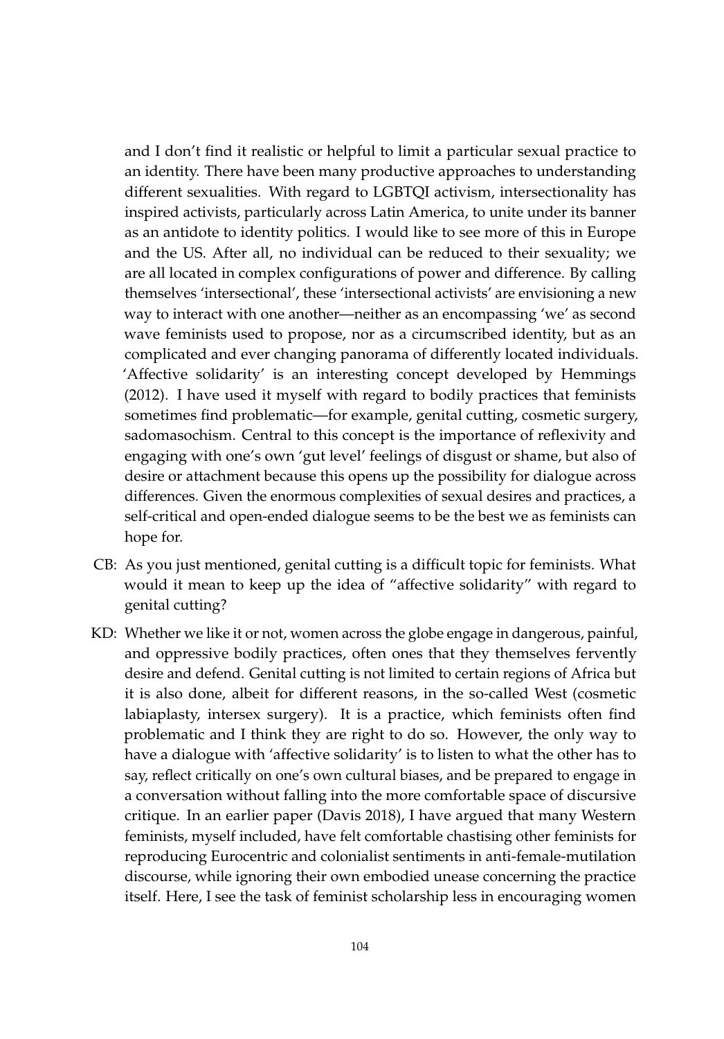and I don't find it realistic or helpful to limit a particular sexual practice to an identity. There have been many productive approaches to understanding different sexualities. With regard to LGBTQI activism, intersectionality has inspired activists, particularly across Latin America, to unite under its banner as an antidote to identity politics. I would like to see more of this in Europe and the US. After all, no individual can be reduced to their sexuality; we are all located in complex configurations of power and difference. By calling themselves 'intersectional', these 'intersectional activists' are envisioning a new way to interact with one another—neither as an encompassing 'we' as second wave feminists used to propose, nor as a circumscribed identity, but as an complicated and ever changing panorama of differently located individuals. 'Affective solidarity' is an interesting concept developed by Hemmings (2012). I have used it myself with regard to bodily practices that feminists sometimes find problematic—for example, genital cutting, cosmetic surgery, sadomasochism. Central to this concept is the importance of reflexivity and engaging with one's own 'gut level' feelings of disgust or shame, but also of desire or attachment because this opens up the possibility for dialogue across differences. Given the enormous complexities of sexual desires and practices, a self-critical and open-ended dialogue seems to be the best we as feminists can hope for.

CB: As you just mentioned, genital cutting is a difficult topic for feminists. What would it mean to keep up the idea of "affective solidarity" with regard to genital cutting?

KD: Whether we like it or not, women across the globe engage in dangerous, painful, and oppressive bodily practices, often ones that they themselves fervently desire and defend. Genital cutting is not limited to certain regions of Africa but it is also done, albeit for different reasons, in the so-called West (cosmetic labiaplasty, intersex surgery). It is a practice, which feminists often find problematic and I think they are right to do so. However, the only way to have a dialogue with 'affective solidarity' is to listen to what the other has to say, reflect critically on one's own cultural biases, and be prepared to engage in a conversation without falling into the more comfortable space of discursive critique. In an earlier paper (Davis 2018), I have argued that many Western feminists, myself included, have felt comfortable chastising other feminists for reproducing Eurocentric and colonialist sentiments in anti-female-mutilation discourse, while ignoring their own embodied unease concerning the practice itself. Here, I see the task of feminist scholarship less in encouraging women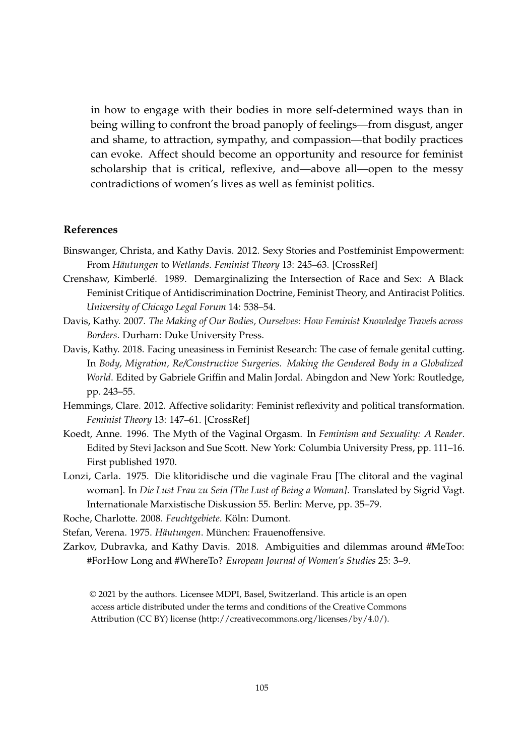in how to engage with their bodies in more self-determined ways than in being willing to confront the broad panoply of feelings—from disgust, anger and shame, to attraction, sympathy, and compassion—that bodily practices can evoke. Affect should become an opportunity and resource for feminist scholarship that is critical, reflexive, and—above all—open to the messy contradictions of women's lives as well as feminist politics.

## References

Binswanger, Christa, and Kathy Davis. 2012. Sexy Stories and Postfeminist Empowerment: From *Häutungen* to *Wetlands*. *Feminist Theory* 13: 245–63. [CrossRef]

Crenshaw, Kimberlé. 1989. Demarginalizing the Intersection of Race and Sex: A Black Feminist Critique of Antidiscrimination Doctrine, Feminist Theory, and Antiracist Politics. *University of Chicago Legal Forum* 14: 538–54.

Davis, Kathy. 2007. *The Making of Our Bodies, Ourselves: How Feminist Knowledge Travels across Borders*. Durham: Duke University Press.

Davis, Kathy. 2018. Facing uneasiness in Feminist Research: The case of female genital cutting. In *Body, Migration, Re/Constructive Surgeries. Making the Gendered Body in a Globalized World*. Edited by Gabriele Griffin and Malin Jordal. Abingdon and New York: Routledge, pp. 243–55.

Hemmings, Clare. 2012. Affective solidarity: Feminist reflexivity and political transformation. *Feminist Theory* 13: 147–61. [CrossRef]

Koedt, Anne. 1996. The Myth of the Vaginal Orgasm. In *Feminism and Sexuality: A Reader*. Edited by Stevi Jackson and Sue Scott. New York: Columbia University Press, pp. 111–16. First published 1970.

Lonzi, Carla. 1975. Die klitoridische und die vaginale Frau [The clitoral and the vaginal woman]. In *Die Lust Frau zu Sein [The Lust of Being a Woman]*. Translated by Sigrid Vagt. Internationale Marxistische Diskussion 55. Berlin: Merve, pp. 35–79.

Roche, Charlotte. 2008. *Feuchtgebiete*. Köln: Dumont.

Stefan, Verena. 1975. *Häutungen*. München: Frauenoffensive.

Zarkov, Dubravka, and Kathy Davis. 2018. Ambiguities and dilemmas around #MeToo: #ForHow Long and #WhereTo? *European Journal of Women's Studies* 25: 3–9.

© 2021 by the authors. Licensee MDPI, Basel, Switzerland. This article is an open access article distributed under the terms and conditions of the Creative Commons Attribution (CC BY) license (http://creativecommons.org/licenses/by/4.0/).